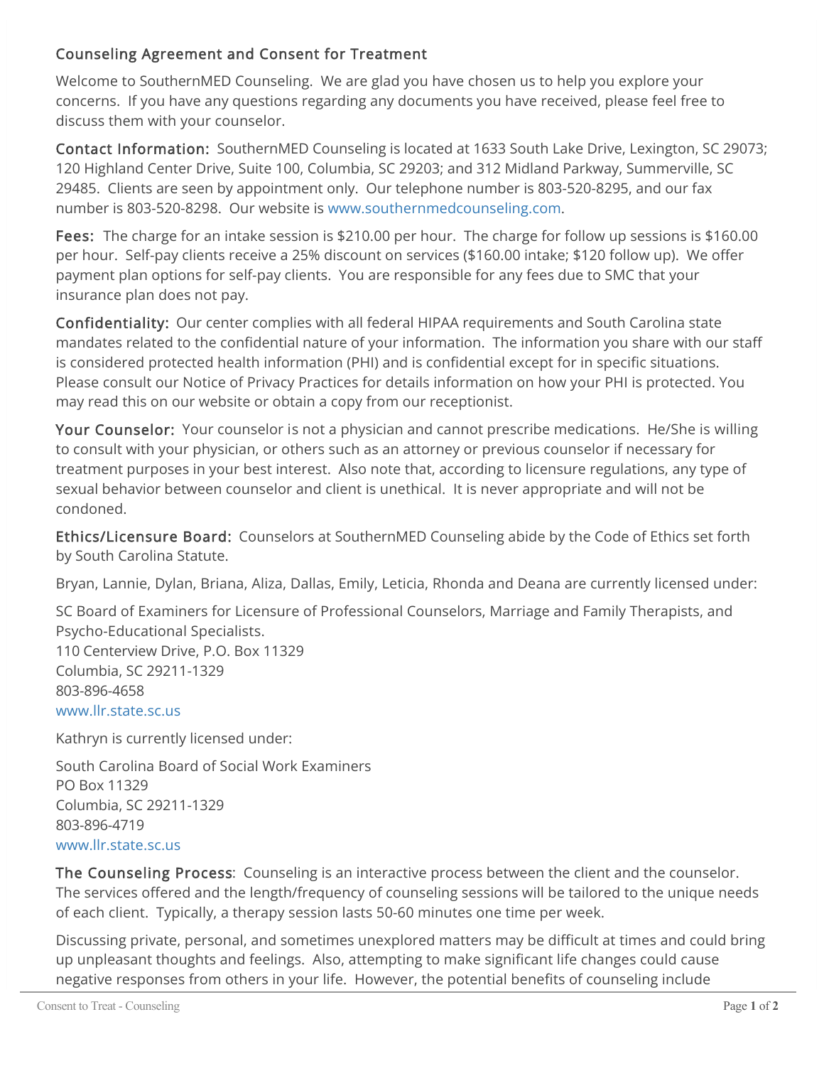## Counseling Agreement and Consent for Treatment

Welcome to SouthernMED Counseling. We are glad you have chosen us to help you explore your concerns. If you have any questions regarding any documents you have received, please feel free to discuss them with your counselor.

**Contact Information:** SouthernMED Counseling is located at 1633 South Lake Drive, Lexington, SC 29073; 120 Highland Center Drive, Suite 100, Columbia, SC 29203; and 312 Midland Parkway, Summerville, SC 29485. Clients are seen by appointment only. Our telephone number is 803-520-8295, and our fax number is 803-520-8298. Our website is www.southernmedcounseling.com.

**Fees:** The charge for an intake session is $210.00 per hour. The charge for follow up sessions is $160.00 per hour. Self-pay clients receive a 25% discount on services ($160.00 intake; $120 follow up). We offer payment plan options for self-pay clients. You are responsible for any fees due to SMC that your insurance plan does not pay.

**Confidentiality:** Our center complies with all federal HIPAA requirements and South Carolina state mandates related to the confidential nature of your information. The information you share with our staff is considered protected health information (PHI) and is confidential except for in specific situations. Please consult our Notice of Privacy Practices for details information on how your PHI is protected. You may read this on our website or obtain a copy from our receptionist.

**Your Counselor:** Your counselor is not a physician and cannot prescribe medications. He/She is willing to consult with your physician, or others such as an attorney or previous counselor if necessary for treatment purposes in your best interest. Also note that, according to licensure regulations, any type of sexual behavior between counselor and client is unethical. It is never appropriate and will not be condoned.

**Ethics/Licensure Board:** Counselors at SouthernMED Counseling abide by the Code of Ethics set forth by South Carolina Statute.

Bryan, Lannie, Dylan, Briana, Aliza, Dallas, Emily, Leticia, Rhonda and Deana are currently licensed under:

SC Board of Examiners for Licensure of Professional Counselors, Marriage and Family Therapists, and Psycho-Educational Specialists.
110 Centerview Drive, P.O. Box 11329
Columbia, SC 29211-1329
803-896-4658
www.llr.state.sc.us

Kathryn is currently licensed under:

South Carolina Board of Social Work Examiners
PO Box 11329
Columbia, SC 29211-1329
803-896-4719
www.llr.state.sc.us

**The Counseling Process**: Counseling is an interactive process between the client and the counselor. The services offered and the length/frequency of counseling sessions will be tailored to the unique needs of each client. Typically, a therapy session lasts 50-60 minutes one time per week.

Discussing private, personal, and sometimes unexplored matters may be difficult at times and could bring up unpleasant thoughts and feelings. Also, attempting to make significant life changes could cause negative responses from others in your life. However, the potential benefits of counseling include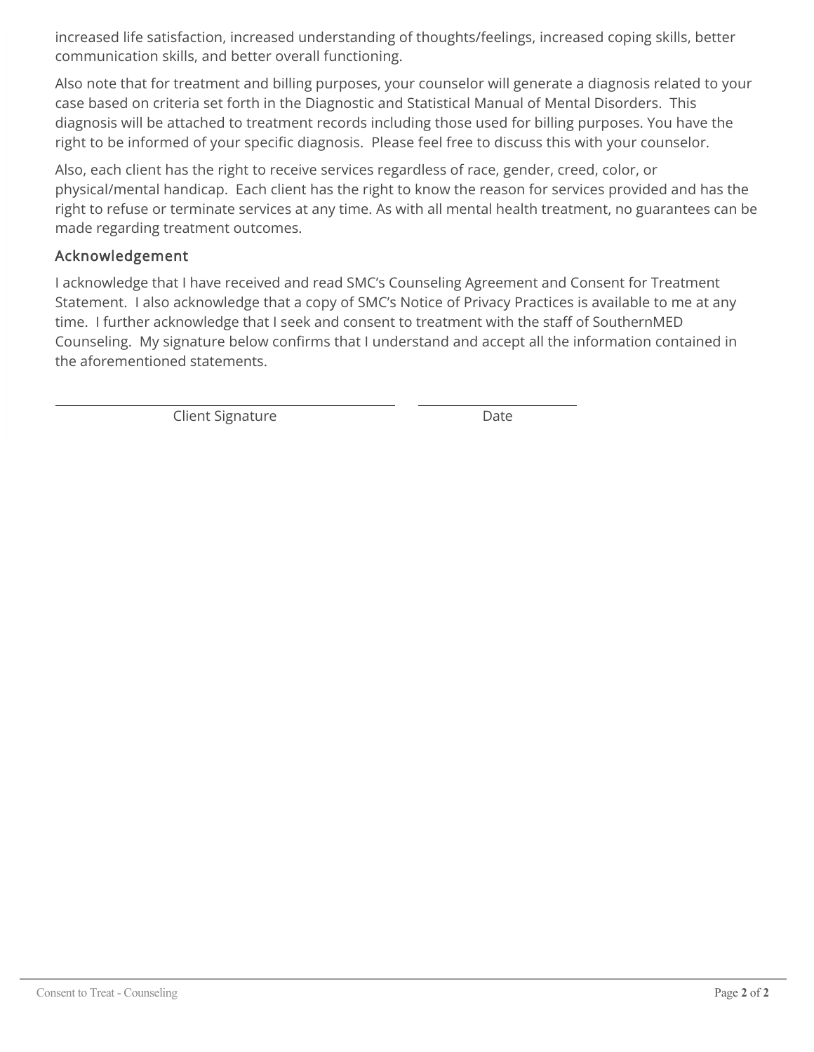increased life satisfaction, increased understanding of thoughts/feelings, increased coping skills, better communication skills, and better overall functioning.

Also note that for treatment and billing purposes, your counselor will generate a diagnosis related to your case based on criteria set forth in the Diagnostic and Statistical Manual of Mental Disorders. This diagnosis will be attached to treatment records including those used for billing purposes. You have the right to be informed of your specific diagnosis. Please feel free to discuss this with your counselor.

Also, each client has the right to receive services regardless of race, gender, creed, color, or physical/mental handicap. Each client has the right to know the reason for services provided and has the right to refuse or terminate services at any time. As with all mental health treatment, no guarantees can be made regarding treatment outcomes.

## Acknowledgement

I acknowledge that I have received and read SMC's Counseling Agreement and Consent for Treatment Statement. I also acknowledge that a copy of SMC's Notice of Privacy Practices is available to me at any time. I further acknowledge that I seek and consent to treatment with the staff of SouthernMED Counseling. My signature below confirms that I understand and accept all the information contained in the aforementioned statements.

\_\_\_\_\_\_\_\_\_\_\_\_\_\_\_\_\_\_\_\_\_\_\_\_\_\_\_\_\_\_\_\_\_\_\_\_ \_\_\_\_\_\_\_\_\_\_\_\_\_\_\_\_

Client Signature Date